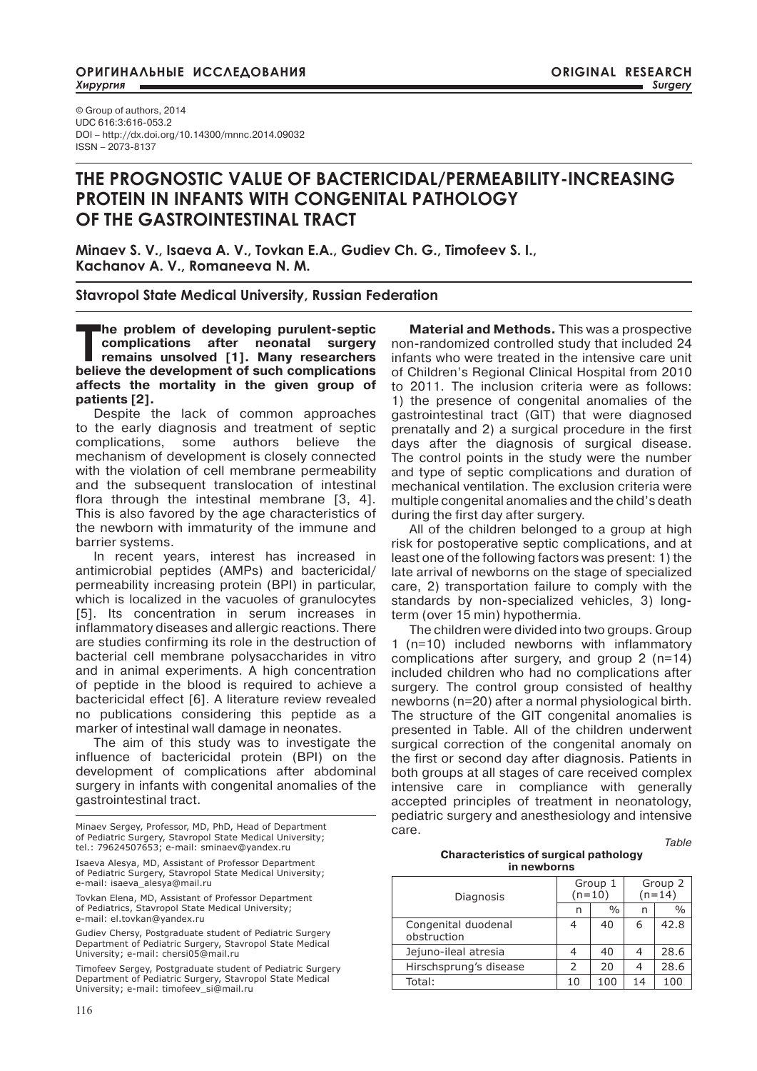© Group of authors, 2014
UDC 616:3:616-053.2
DOI – http://dx.doi.org/10.14300/mnnc.2014.09032
ISSN – 2073-8137

# THE PROGNOSTIC VALUE OF BACTERICIDAL/PERMEABILITY-INCREASING PROTEIN IN INFANTS WITH CONGENITAL PATHOLOGY OF THE GASTROINTESTINAL TRACT

**Minaev S. V., Isaeva A. V., Tovkan E.A., Gudiev Ch. G., Timofeev S. I., Kachanov A. V., Romaneeva N. M.**

**Stavropol State Medical University, Russian Federation**

**The problem of developing purulent-septic complications after neonatal surgery remains unsolved [1]. Many researchers believe the development of such complications affects the mortality in the given group of patients [2].**

Despite the lack of common approaches to the early diagnosis and treatment of septic complications, some authors believe the mechanism of development is closely connected with the violation of cell membrane permeability and the subsequent translocation of intestinal flora through the intestinal membrane [3, 4]. This is also favored by the age characteristics of the newborn with immaturity of the immune and barrier systems.

In recent years, interest has increased in antimicrobial peptides (AMPs) and bactericidal/permeability increasing protein (BPI) in particular, which is localized in the vacuoles of granulocytes [5]. Its concentration in serum increases in inflammatory diseases and allergic reactions. There are studies confirming its role in the destruction of bacterial cell membrane polysaccharides in vitro and in animal experiments. A high concentration of peptide in the blood is required to achieve a bactericidal effect [6]. A literature review revealed no publications considering this peptide as a marker of intestinal wall damage in neonates.

The aim of this study was to investigate the influence of bactericidal protein (BPI) on the development of complications after abdominal surgery in infants with congenital anomalies of the gastrointestinal tract.

Minaev Sergey, Professor, MD, PhD, Head of Department of Pediatric Surgery, Stavropol State Medical University; tel.: 79624507653; e-mail: sminaev@yandex.ru

Isaeva Alesya, MD, Assistant of Professor Department of Pediatric Surgery, Stavropol State Medical University; e-mail: isaeva_alesya@mail.ru

Tovkan Elena, MD, Assistant of Professor Department of Pediatrics, Stavropol State Medical University; e-mail: el.tovkan@yandex.ru

Gudiev Chersy, Postgraduate student of Pediatric Surgery Department of Pediatric Surgery, Stavropol State Medical University; e-mail: chersi05@mail.ru

Timofeev Sergey, Postgraduate student of Pediatric Surgery Department of Pediatric Surgery, Stavropol State Medical University; e-mail: timofeev_si@mail.ru

**Material and Methods.** This was a prospective non-randomized controlled study that included 24 infants who were treated in the intensive care unit of Children's Regional Clinical Hospital from 2010 to 2011. The inclusion criteria were as follows: 1) the presence of congenital anomalies of the gastrointestinal tract (GIT) that were diagnosed prenatally and 2) a surgical procedure in the first days after the diagnosis of surgical disease. The control points in the study were the number and type of septic complications and duration of mechanical ventilation. The exclusion criteria were multiple congenital anomalies and the child's death during the first day after surgery.

All of the children belonged to a group at high risk for postoperative septic complications, and at least one of the following factors was present: 1) the late arrival of newborns on the stage of specialized care, 2) transportation failure to comply with the standards by non-specialized vehicles, 3) long-term (over 15 min) hypothermia.

The children were divided into two groups. Group 1 (n=10) included newborns with inflammatory complications after surgery, and group 2 (n=14) included children who had no complications after surgery. The control group consisted of healthy newborns (n=20) after a normal physiological birth. The structure of the GIT congenital anomalies is presented in Table. All of the children underwent surgical correction of the congenital anomaly on the first or second day after diagnosis. Patients in both groups at all stages of care received complex intensive care in compliance with generally accepted principles of treatment in neonatology, pediatric surgery and anesthesiology and intensive care.

*Table*

**Characteristics of surgical pathology in newborns**

| Diagnosis | Group 1 (n=10) | | Group 2 (n=14) | |
|---|---|---|---|---|
| | n | % | n | % |
| Congenital duodenal obstruction | 4 | 40 | 6 | 42.8 |
| Jejuno-ileal atresia | 4 | 40 | 4 | 28.6 |
| Hirschsprung's disease | 2 | 20 | 4 | 28.6 |
| Total: | 10 | 100 | 14 | 100 |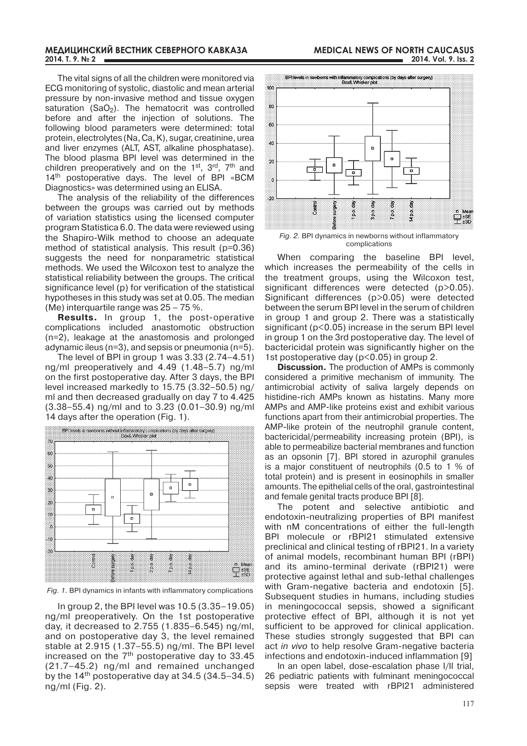The vital signs of all the children were monitored via ECG monitoring of systolic, diastolic and mean arterial pressure by non-invasive method and tissue oxygen saturation ($SaO_2$). The hematocrit was controlled before and after the injection of solutions. The following blood parameters were determined: total protein, electrolytes (Na, Ca, K), sugar, creatinine, urea and liver enzymes (ALT, AST, alkaline phosphatase). The blood plasma BPI level was determined in the children preoperatively and on the 1st, 3rd, 7th and 14th postoperative days. The level of BPI «BCM Diagnostics» was determined using an ELISA.

The analysis of the reliability of the differences between the groups was carried out by methods of variation statistics using the licensed computer program Statistica 6.0. The data were reviewed using the Shapiro-Wilk method to choose an adequate method of statistical analysis. This result ($p=0.36$) suggests the need for nonparametric statistical methods. We used the Wilcoxon test to analyze the statistical reliability between the groups. The critical significance level (p) for verification of the statistical hypotheses in this study was set at 0.05. The median (Me) interquartile range was 25 – 75 %.

**Results.** In group 1, the post-operative complications included anastomotic obstruction (n=2), leakage at the anastomosis and prolonged adynamic ileus (n=3), and sepsis or pneumonia (n=5).

The level of BPI in group 1 was 3.33 (2.74–4.51) ng/ml preoperatively and 4.49 (1.48–5.7) ng/ml on the first postoperative day. After 3 days, the BPI level increased markedly to 15.75 (3.32–50.5) ng/ml and then decreased gradually on day 7 to 4.425 (3.38–55.4) ng/ml and to 3.23 (0.01–30.9) ng/ml 14 days after the operation (Fig. 1).

*Fig. 1.* BPI dynamics in infants with inflammatory complications

In group 2, the BPI level was 10.5 (3.35–19.05) ng/ml preoperatively. On the 1st postoperative day, it decreased to 2.755 (1.835–6.545) ng/ml, and on postoperative day 3, the level remained stable at 2.915 (1.37–55.5) ng/ml. The BPI level increased on the 7th postoperative day to 33.45 (21.7–45.2) ng/ml and remained unchanged by the 14th postoperative day at 34.5 (34.5–34.5) ng/ml (Fig. 2).

*Fig. 2.* BPI dynamics in newborns without inflammatory complications

When comparing the baseline BPI level, which increases the permeability of the cells in the treatment groups, using the Wilcoxon test, significant differences were detected ($p>0.05$). Significant differences ($p>0.05$) were detected between the serum BPI level in the serum of children in group 1 and group 2. There was a statistically significant ($p<0.05$) increase in the serum BPI level in group 1 on the 3rd postoperative day. The level of bactericidal protein was significantly higher on the 1st postoperative day ($p<0.05$) in group 2.

**Discussion.** The production of AMPs is commonly considered a primitive mechanism of immunity. The antimicrobial activity of saliva largely depends on histidine-rich AMPs known as histatins. Many more AMPs and AMP-like proteins exist and exhibit various functions apart from their antimicrobial properties. The AMP-like protein of the neutrophil granule content, bactericidal/permeability increasing protein (BPI), is able to permeabilize bacterial membranes and function as an opsonin [7]. BPI stored in azurophil granules is a major constituent of neutrophils (0.5 to 1 % of total protein) and is present in eosinophils in smaller amounts. The epithelial cells of the oral, gastrointestinal and female genital tracts produce BPI [8].

The potent and selective antibiotic and endotoxin-neutralizing properties of BPI manifest with nM concentrations of either the full-length BPI molecule or rBPI21 stimulated extensive preclinical and clinical testing of rBPI21. In a variety of animal models, recombinant human BPI (rBPI) and its amino-terminal derivate (rBPI21) were protective against lethal and sub-lethal challenges with Gram-negative bacteria and endotoxin [5]. Subsequent studies in humans, including studies in meningococcal sepsis, showed a significant protective effect of BPI, although it is not yet sufficient to be approved for clinical application. These studies strongly suggested that BPI can act *in vivo* to help resolve Gram-negative bacteria infections and endotoxin-induced inflammation [9]

In an open label, dose-escalation phase I/II trial, 26 pediatric patients with fulminant meningococcal sepsis were treated with rBPI21 administered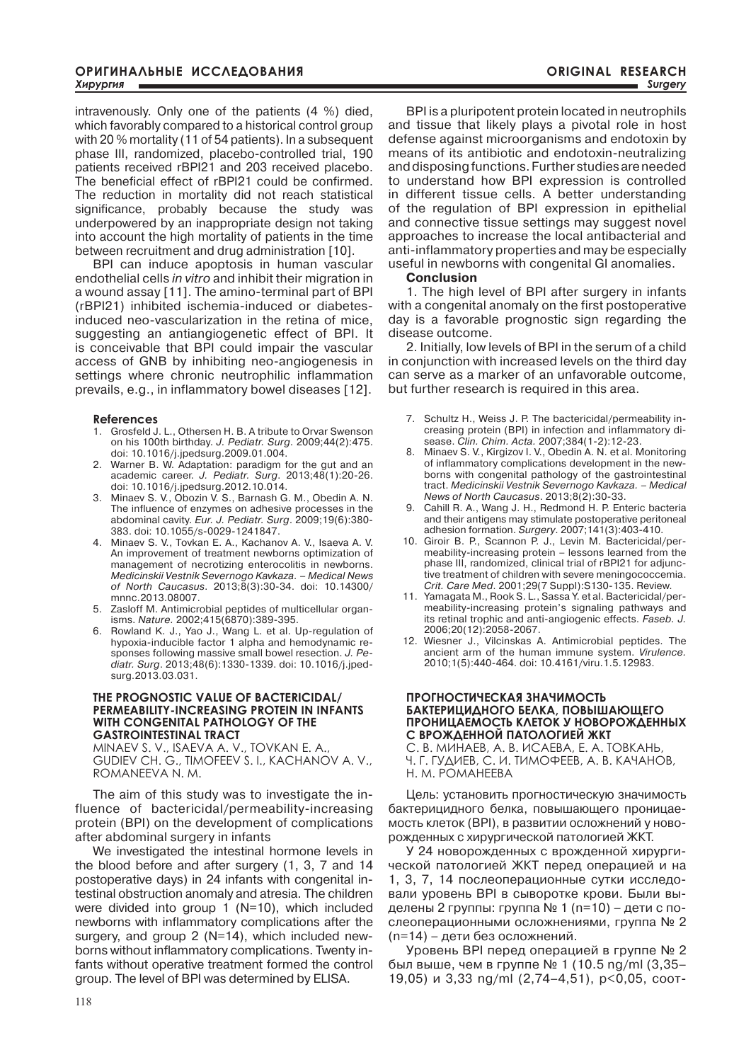intravenously. Only one of the patients (4 %) died, which favorably compared to a historical control group with 20 % mortality (11 of 54 patients). In a subsequent phase III, randomized, placebo-controlled trial, 190 patients received rBPI21 and 203 received placebo. The beneficial effect of rBPI21 could be confirmed. The reduction in mortality did not reach statistical significance, probably because the study was underpowered by an inappropriate design not taking into account the high mortality of patients in the time between recruitment and drug administration [10].

BPI can induce apoptosis in human vascular endothelial cells *in vitro* and inhibit their migration in a wound assay [11]. The amino-terminal part of BPI (rBPI21) inhibited ischemia-induced or diabetes-induced neo-vascularization in the retina of mice, suggesting an antiangiogenetic effect of BPI. It is conceivable that BPI could impair the vascular access of GNB by inhibiting neo-angiogenesis in settings where chronic neutrophilic inflammation prevails, e.g., in inflammatory bowel diseases [12].

BPI is a pluripotent protein located in neutrophils and tissue that likely plays a pivotal role in host defense against microorganisms and endotoxin by means of its antibiotic and endotoxin-neutralizing and disposing functions. Further studies are needed to understand how BPI expression is controlled in different tissue cells. A better understanding of the regulation of BPI expression in epithelial and connective tissue settings may suggest novel approaches to increase the local antibacterial and anti-inflammatory properties and may be especially useful in newborns with congenital GI anomalies.

**Conclusion**

1. The high level of BPI after surgery in infants with a congenital anomaly on the first postoperative day is a favorable prognostic sign regarding the disease outcome.

2. Initially, low levels of BPI in the serum of a child in conjunction with increased levels on the third day can serve as a marker of an unfavorable outcome, but further research is required in this area.

#### References

1. Grosfeld J. L., Othersen H. B. A tribute to Orvar Swenson on his 100th birthday. *J. Pediatr. Surg*. 2009;44(2):475. doi: 10.1016/j.jpedsurg.2009.01.004.
2. Warner B. W. Adaptation: paradigm for the gut and an academic career. *J. Pediatr. Surg*. 2013;48(1):20-26. doi: 10.1016/j.jpedsurg.2012.10.014.
3. Minaev S. V., Obozin V. S., Barnash G. M., Obedin A. N. The influence of enzymes on adhesive processes in the abdominal cavity. *Eur. J. Pediatr. Surg*. 2009;19(6):380-383. doi: 10.1055/s-0029-1241847.
4. Minaev S. V., Tovkan E. A., Kachanov A. V., Isaeva A. V. An improvement of treatment newborns optimization of management of necrotizing enterocolitis in newborns. *Medicinskii Vestnik Severnogo Kavkaza. – Medical News of North Caucasus*. 2013;8(3):30-34. doi: 10.14300/mnnc.2013.08007.
5. Zasloff M. Antimicrobial peptides of multicellular organisms. *Nature*. 2002;415(6870):389-395.
6. Rowland K. J., Yao J., Wang L. et al. Up-regulation of hypoxia-inducible factor 1 alpha and hemodynamic responses following massive small bowel resection. *J. Pediatr. Surg*. 2013;48(6):1330-1339. doi: 10.1016/j.jpedsurg.2013.03.031.
7. Schultz H., Weiss J. P. The bactericidal/permeability increasing protein (BPI) in infection and inflammatory disease. *Clin. Chim. Acta*. 2007;384(1-2):12-23.
8. Minaev S. V., Kirgizov I. V., Obedin A. N. et al. Monitoring of inflammatory complications development in the newborns with congenital pathology of the gastrointestinal tract. *Medicinskii Vestnik Severnogo Kavkaza. – Medical News of North Caucasus*. 2013;8(2):30-33.
9. Cahill R. A., Wang J. H., Redmond H. P. Enteric bacteria and their antigens may stimulate postoperative peritoneal adhesion formation. *Surgery*. 2007;141(3):403-410.
10. Giroir B. P., Scannon P. J., Levin M. Bactericidal/permeability-increasing protein – lessons learned from the phase III, randomized, clinical trial of rBPI21 for adjunctive treatment of children with severe meningococcemia. *Crit. Care Med*. 2001;29(7 Suppl):S130-135. Review.
11. Yamagata M., Rook S. L., Sassa Y. et al. Bactericidal/permeability-increasing protein's signaling pathways and its retinal trophic and anti-angiogenic effects. *Faseb. J.* 2006;20(12):2058-2067.
12. Wiesner J., Vilcinskas A. Antimicrobial peptides. The ancient arm of the human immune system. *Virulence*. 2010;1(5):440-464. doi: 10.4161/viru.1.5.12983.

#### THE PROGNOSTIC VALUE OF BACTERICIDAL/PERMEABILITY-INCREASING PROTEIN IN INFANTS WITH CONGENITAL PATHOLOGY OF THE GASTROINTESTINAL TRACT

MINAEV S. V., ISAEVA A. V., TOVKAN E. A., GUDIEV CH. G., TIMOFEEV S. I., KACHANOV A. V., ROMANEEVA N. M.

The aim of this study was to investigate the influence of bactericidal/permeability-increasing protein (BPI) on the development of complications after abdominal surgery in infants

We investigated the intestinal hormone levels in the blood before and after surgery (1, 3, 7 and 14 postoperative days) in 24 infants with congenital intestinal obstruction anomaly and atresia. The children were divided into group 1 (N=10), which included newborns with inflammatory complications after the surgery, and group 2 (N=14), which included newborns without inflammatory complications. Twenty infants without operative treatment formed the control group. The level of BPI was determined by ELISA.

#### ПРОГНОСТИЧЕСКАЯ ЗНАЧИМОСТЬ БАКТЕРИЦИДНОГО БЕЛКА, ПОВЫШАЮЩЕГО ПРОНИЦАЕМОСТЬ КЛЕТОК У НОВОРОЖДЕННЫХ С ВРОЖДЕННОЙ ПАТОЛОГИЕЙ ЖКТ

С. В. МИНАЕВ, А. В. ИСАЕВА, Е. А. ТОВКАНЬ, Ч. Г. ГУДИЕВ, С. И. ТИМОФЕЕВ, А. В. КАЧАНОВ, Н. М. РОМАНЕЕВА

Цель: установить прогностическую значимость бактерицидного белка, повышающего проницаемость клеток (BPI), в развитии осложнений у новорожденных с хирургической патологией ЖКТ.

У 24 новорожденных с врожденной хирургической патологией ЖКТ перед операцией и на 1, 3, 7, 14 послеоперационные сутки исследовали уровень BPI в сыворотке крови. Были выделены 2 группы: группа № 1 (n=10) – дети с послеоперационными осложнениями, группа № 2 (n=14) – дети без осложнений.

Уровень BPI перед операцией в группе № 2 был выше, чем в группе № 1 (10.5 ng/ml (3,35–19,05) и 3,33 ng/ml (2,74–4,51), $p<0,05$, соот-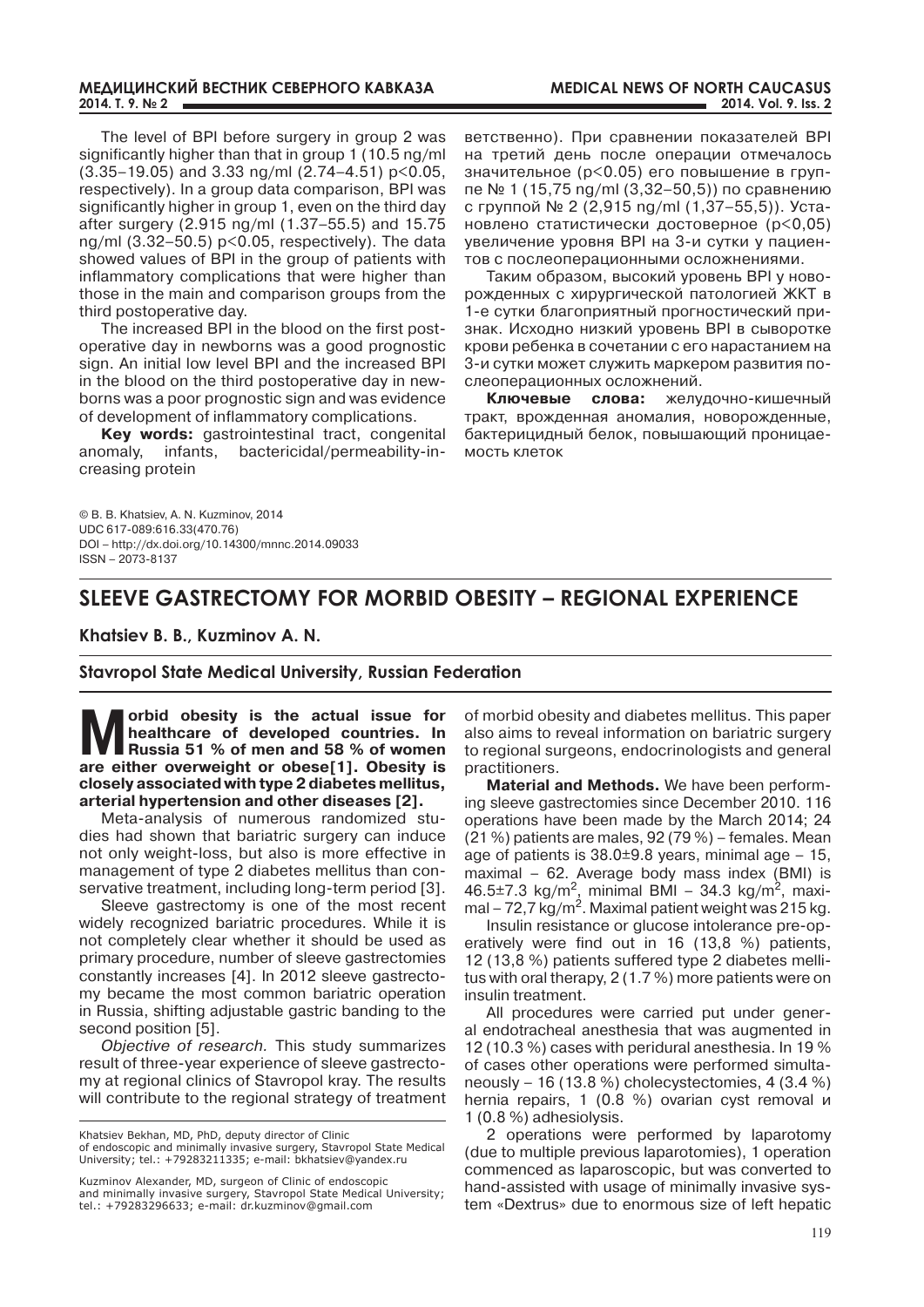The level of BPI before surgery in group 2 was significantly higher than that in group 1 (10.5 ng/ml (3.35–19.05) and 3.33 ng/ml (2.74–4.51) p<0.05, respectively). In a group data comparison, BPI was significantly higher in group 1, even on the third day after surgery (2.915 ng/ml (1.37–55.5) and 15.75 ng/ml (3.32–50.5) p<0.05, respectively). The data showed values of BPI in the group of patients with inflammatory complications that were higher than those in the main and comparison groups from the third postoperative day.

The increased BPI in the blood on the first postoperative day in newborns was a good prognostic sign. An initial low level BPI and the increased BPI in the blood on the third postoperative day in newborns was a poor prognostic sign and was evidence of development of inflammatory complications.

**Key words:** gastrointestinal tract, congenital anomaly, infants, bactericidal/permeability-increasing protein

ветственно). При сравнении показателей BPI на третий день после операции отмечалось значительное (p<0.05) его повышение в группе № 1 (15,75 ng/ml (3,32–50,5)) по сравнению с группой № 2 (2,915 ng/ml (1,37–55,5)). Установлено статистически достоверное (p<0,05) увеличение уровня BPI на 3-и сутки у пациентов с послеоперационными осложнениями.

Таким образом, высокий уровень BPI у новорожденных с хирургической патологией ЖКТ в 1-е сутки благоприятный прогностический признак. Исходно низкий уровень BPI в сыворотке крови ребенка в сочетании с его нарастанием на 3-и сутки может служить маркером развития послеоперационных осложнений.

**Ключевые слова:** желудочно-кишечный тракт, врожденная аномалия, новорожденные, бактерицидный белок, повышающий проницаемость клеток

© B. B. Khatsiev, A. N. Kuzminov, 2014
UDC 617-089:616.33(470.76)
DOI – http://dx.doi.org/10.14300/mnnc.2014.09033
ISSN – 2073-8137

# SLEEVE GASTRECTOMY FOR MORBID OBESITY – REGIONAL EXPERIENCE

**Khatsiev B. B., Kuzminov A. N.**

**Stavropol State Medical University, Russian Federation**

**Morbid obesity is the actual issue for healthcare of developed countries. In Russia 51 % of men and 58 % of women are either overweight or obese[1]. Obesity is closely associated with type 2 diabetes mellitus, arterial hypertension and other diseases [2].**

Meta-analysis of numerous randomized studies had shown that bariatric surgery can induce not only weight-loss, but also is more effective in management of type 2 diabetes mellitus than conservative treatment, including long-term period [3].

Sleeve gastrectomy is one of the most recent widely recognized bariatric procedures. While it is not completely clear whether it should be used as primary procedure, number of sleeve gastrectomies constantly increases [4]. In 2012 sleeve gastrectomy became the most common bariatric operation in Russia, shifting adjustable gastric banding to the second position [5].

*Objective of research.* This study summarizes result of three-year experience of sleeve gastrectomy at regional clinics of Stavropol kray. The results will contribute to the regional strategy of treatment of morbid obesity and diabetes mellitus. This paper also aims to reveal information on bariatric surgery to regional surgeons, endocrinologists and general practitioners.

**Material and Methods.** We have been performing sleeve gastrectomies since December 2010. 116 operations have been made by the March 2014; 24 (21 %) patients are males, 92 (79 %) – females. Mean age of patients is 38.0±9.8 years, minimal age – 15, maximal – 62. Average body mass index (BMI) is 46.5±7.3 kg/m$^2$, minimal BMI – 34.3 kg/m$^2$, maximal – 72,7 kg/m$^2$. Maximal patient weight was 215 kg.

Insulin resistance or glucose intolerance pre-operatively were find out in 16 (13,8 %) patients, 12 (13,8 %) patients suffered type 2 diabetes mellitus with oral therapy, 2 (1.7 %) more patients were on insulin treatment.

All procedures were carried put under general endotracheal anesthesia that was augmented in 12 (10.3 %) cases with peridural anesthesia. In 19 % of cases other operations were performed simultaneously – 16 (13.8 %) cholecystectomies, 4 (3.4 %) hernia repairs, 1 (0.8 %) ovarian cyst removal и 1 (0.8 %) adhesiolysis.

2 operations were performed by laparotomy (due to multiple previous laparotomies), 1 operation commenced as laparoscopic, but was converted to hand-assisted with usage of minimally invasive system «Dextrus» due to enormous size of left hepatic

Khatsiev Bekhan, MD, PhD, deputy director of Clinic of endoscopic and minimally invasive surgery, Stavropol State Medical University; tel.: +79283211335; e-mail: bkhatsiev@yandex.ru

Kuzminov Alexander, MD, surgeon of Clinic of endoscopic and minimally invasive surgery, Stavropol State Medical University; tel.: +79283296633; e-mail: dr.kuzminov@gmail.com